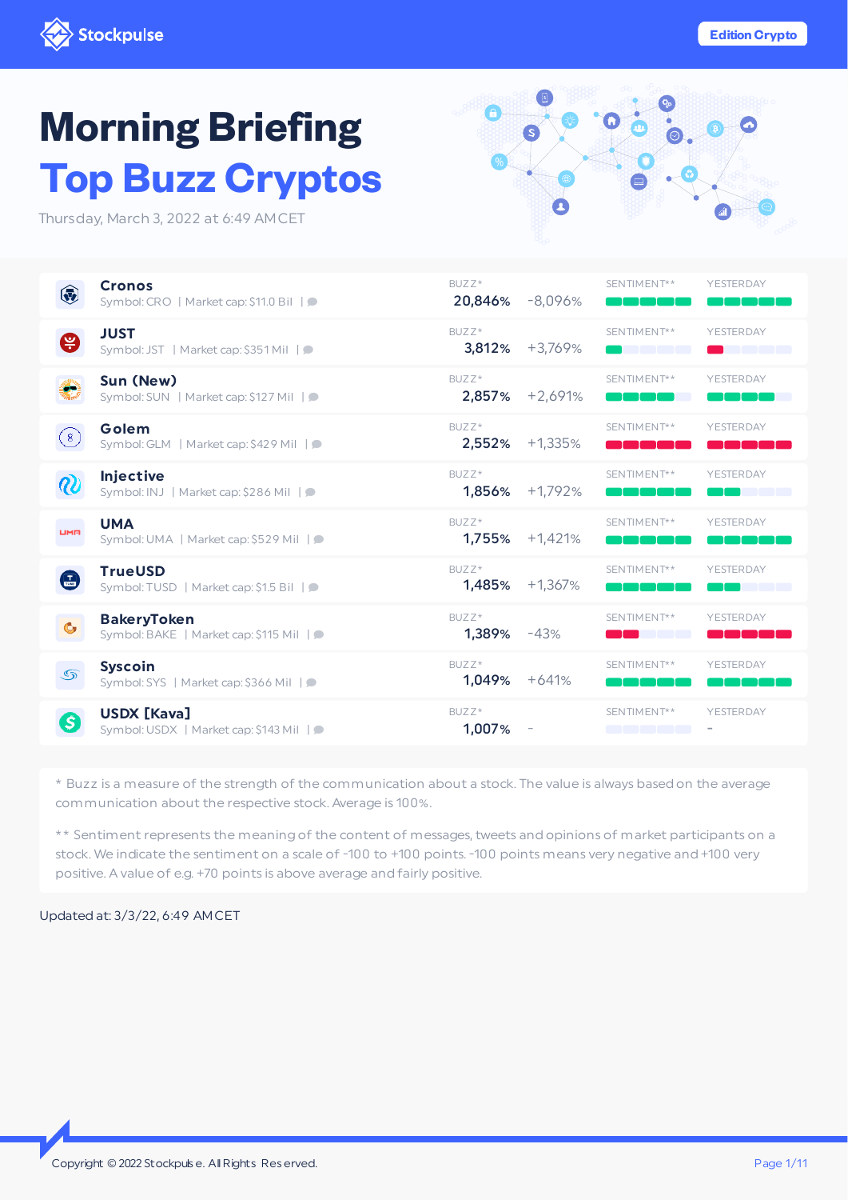Stockpulse

Edition Crypto

# Morning Briefing

# Top Buzz Cryptos

Thursday, March 3, 2022 at 6:49 AM CET

| Name | Symbol | Market cap | BUZZ* | Change | SENTIMENT** | YESTERDAY |
|---|---|---|---|---|---|---|
| Cronos | CRO | $11.0 Bil | 20,846% | -8,096% | | |
| JUST | JST | $351 Mil | 3,812% | +3,769% | | |
| Sun (New) | SUN | $127 Mil | 2,857% | +2,691% | | |
| Golem | GLM | $429 Mil | 2,552% | +1,335% | | |
| Injective | INJ | $286 Mil | 1,856% | +1,792% | | |
| UMA | UMA | $529 Mil | 1,755% | +1,421% | | |
| TrueUSD | TUSD | $1.5 Bil | 1,485% | +1,367% | | |
| BakeryToken | BAKE | $115 Mil | 1,389% | -43% | | |
| Syscoin | SYS | $366 Mil | 1,049% | +641% | | |
| USDX [Kava] | USDX | $143 Mil | 1,007% | - | | - |

\* Buzz is a measure of the strength of the communication about a stock. The value is always based on the average communication about the respective stock. Average is 100%.

** Sentiment represents the meaning of the content of messages, tweets and opinions of market participants on a stock. We indicate the sentiment on a scale of -100 to +100 points. -100 points means very negative and +100 very positive. A value of e.g. +70 points is above average and fairly positive.

Updated at: 3/3/22, 6:49 AM CET

Copyright © 2022 Stockpulse. All Rights Reserved.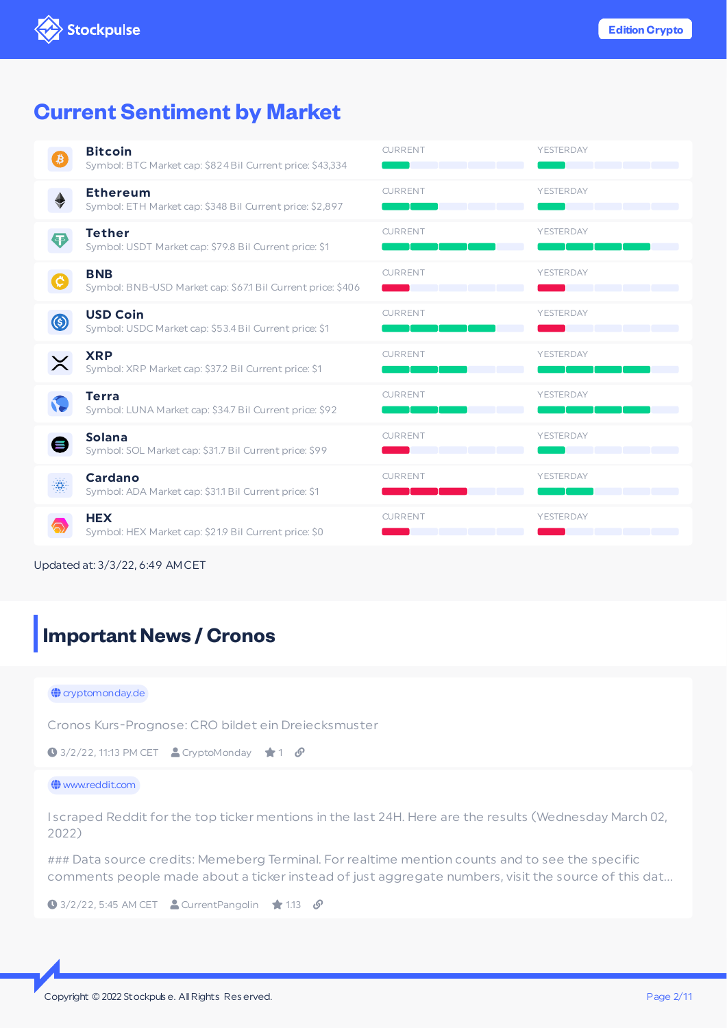## Current Sentiment by Market

**Bitcoin**
Symbol: BTC Market cap: $824 Bil Current price: $43,334
CURRENT | YESTERDAY

**Ethereum**
Symbol: ETH Market cap: $348 Bil Current price: $2,897
CURRENT | YESTERDAY

**Tether**
Symbol: USDT Market cap: $79.8 Bil Current price: $1
CURRENT | YESTERDAY

**BNB**
Symbol: BNB-USD Market cap: $67.1 Bil Current price: $406
CURRENT | YESTERDAY

**USD Coin**
Symbol: USDC Market cap: $53.4 Bil Current price: $1
CURRENT | YESTERDAY

**XRP**
Symbol: XRP Market cap: $37.2 Bil Current price: $1
CURRENT | YESTERDAY

**Terra**
Symbol: LUNA Market cap: $34.7 Bil Current price: $92
CURRENT | YESTERDAY

**Solana**
Symbol: SOL Market cap: $31.7 Bil Current price: $99
CURRENT | YESTERDAY

**Cardano**
Symbol: ADA Market cap: $31.1 Bil Current price: $1
CURRENT | YESTERDAY

**HEX**
Symbol: HEX Market cap: $21.9 Bil Current price: $0
CURRENT | YESTERDAY

Updated at: 3/3/22, 6:49 AM CET

## Important News / Cronos

cryptomonday.de

Cronos Kurs-Prognose: CRO bildet ein Dreiecksmuster

3/2/22, 11:13 PM CET | CryptoMonday | 1

www.reddit.com

I scraped Reddit for the top ticker mentions in the last 24H. Here are the results (Wednesday March 02, 2022)

### Data source credits: Memeberg Terminal. For realtime mention counts and to see the specific comments people made about a ticker instead of just aggregate numbers, visit the source of this dat...

3/2/22, 5:45 AM CET | CurrentPangolin | 113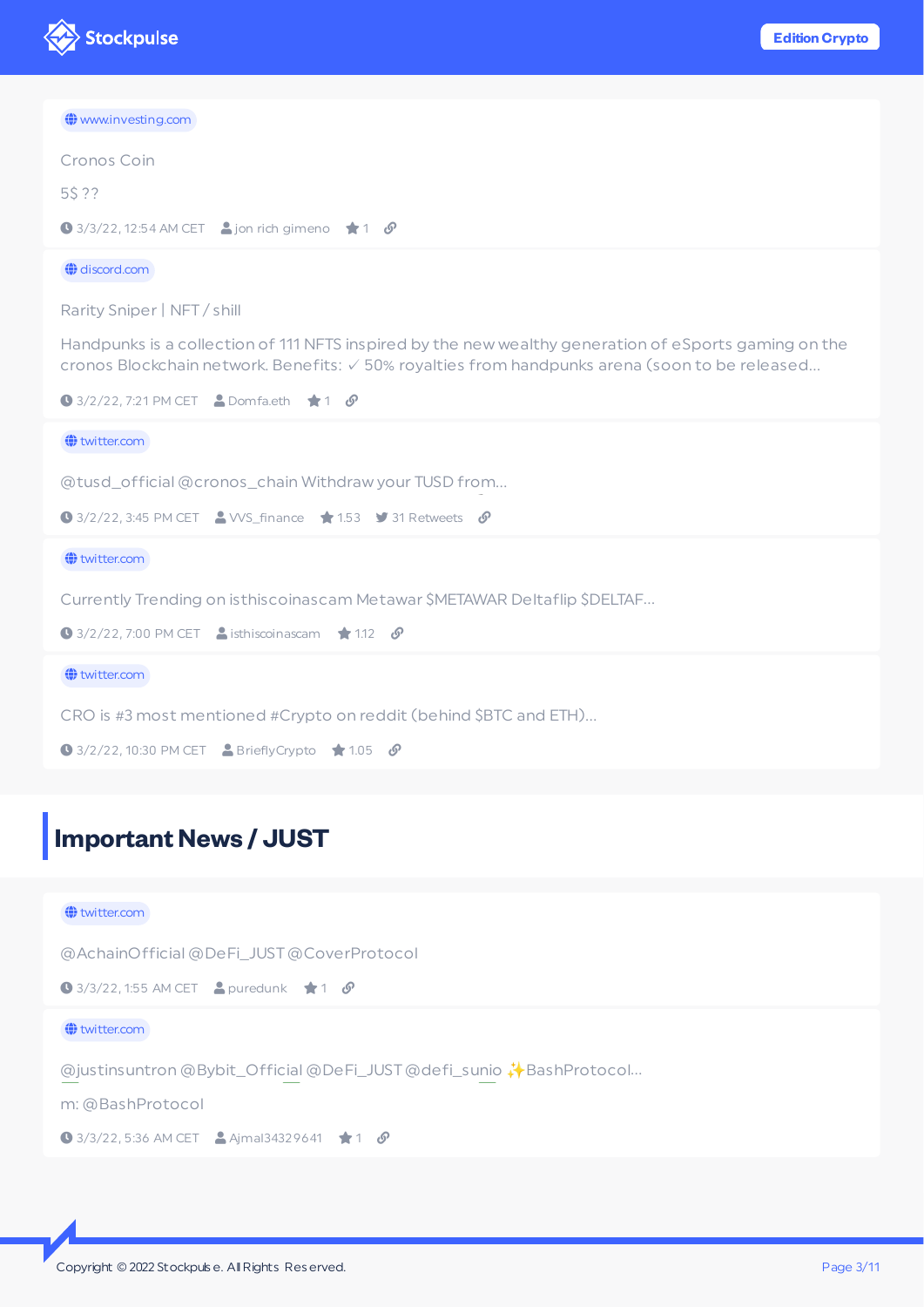www.investing.com

Cronos Coin

5$ ??

3/3/22, 12:54 AM CET | jon rich gimeno | 1

---

discord.com

Rarity Sniper | NFT / shill

Handpunks is a collection of 111 NFTS inspired by the new wealthy generation of eSports gaming on the cronos Blockchain network. Benefits: ✓ 50% royalties from handpunks arena (soon to be released...

3/2/22, 7:21 PM CET | Domfa.eth | 1

---

twitter.com

@tusd_official @cronos_chain Withdraw your TUSD from...

3/2/22, 3:45 PM CET | VVS_finance | 1.53 | 31 Retweets

---

twitter.com

Currently Trending on isthiscoinascam Metawar $METAWAR Deltaflip $DELTAF...

3/2/22, 7:00 PM CET | isthiscoinascam | 1.12

---

twitter.com

CRO is #3 most mentioned #Crypto on reddit (behind $BTC and ETH)...

3/2/22, 10:30 PM CET | BrieflyCrypto | 1.05

## Important News / JUST

twitter.com

@AchainOfficial @DeFi_JUST @CoverProtocol

3/3/22, 1:55 AM CET | puredunk | 1

---

twitter.com

@justinsuntron @Bybit_Official @DeFi_JUST @defi_sunio ✨BashProtocol...

m: @BashProtocol

3/3/22, 5:36 AM CET | Ajmal34329641 | 1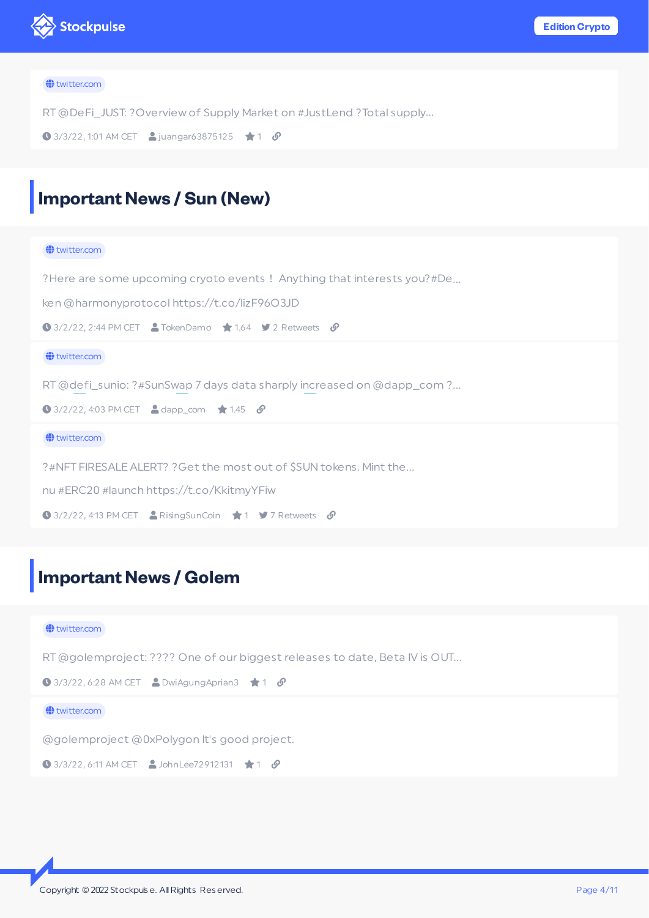twitter.com

RT @DeFi_JUST: ?Overview of Supply Market on #JustLend ?Total supply...

3/3/22, 1:01 AM CET · juangar63875125 · 1

## Important News / Sun (New)

twitter.com

?Here are some upcoming cryoto events！ Anything that interests you?#De...

ken @harmonyprotocol https://t.co/lizF96O3JD

3/2/22, 2:44 PM CET · TokenDamo · 1.64 · 2 Retweets

twitter.com

RT @defi_sunio: ?#SunSwap 7 days data sharply increased on @dapp_com ?...

3/2/22, 4:03 PM CET · dapp_com · 1.45

twitter.com

?#NFT FIRESALE ALERT? ?Get the most out of $SUN tokens. Mint the...

nu #ERC20 #launch https://t.co/KkitmyYFiw

3/2/22, 4:13 PM CET · RisingSunCoin · 1 · 7 Retweets

## Important News / Golem

twitter.com

RT @golemproject: ???? One of our biggest releases to date, Beta IV is OUT...

3/3/22, 6:28 AM CET · DwiAgungAprian3 · 1

twitter.com

@golemproject @0xPolygon It's good project.

3/3/22, 6:11 AM CET · JohnLee72912131 · 1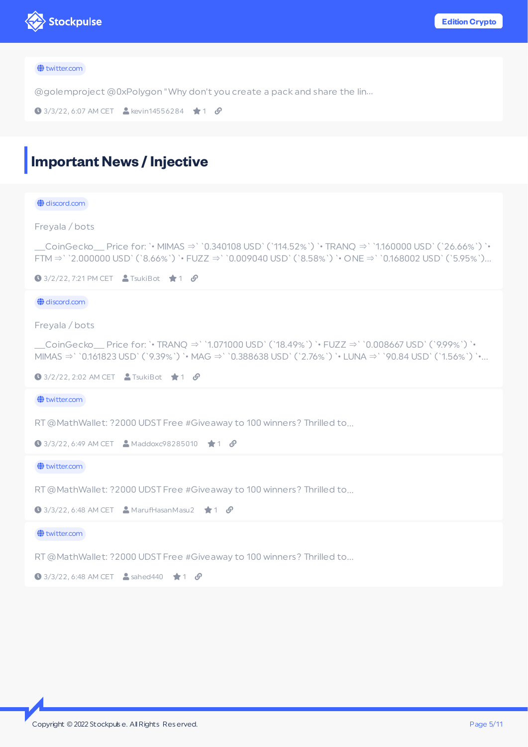twitter.com

@golemproject @0xPolygon "Why don't you create a pack and share the lin...

3/3/22, 6:07 AM CET · kevin14556284 · 1

## Important News / Injective

discord.com

Freyala / bots

__CoinGecko__ Price for: `• MIMAS ⇒` `0.340108 USD` (`114.52%`) `• TRANQ ⇒` `1.160000 USD` (`26.66%`) `• FTM ⇒` `2.000000 USD` (`8.66%`) `• FUZZ ⇒` `0.009040 USD` (`8.58%`) `• ONE ⇒` `0.168002 USD` (`5.95%`)...

3/2/22, 7:21 PM CET · TsukiBot · 1

discord.com

Freyala / bots

__CoinGecko__ Price for: `• TRANQ ⇒` `1.071000 USD` (`18.49%`) `• FUZZ ⇒` `0.008667 USD` (`9.99%`) `• MIMAS ⇒` `0.161823 USD` (`9.39%`) `• MAG ⇒` `0.388638 USD` (`2.76%`) `• LUNA ⇒` `90.84 USD` (`1.56%`) `•...

3/2/22, 2:02 AM CET · TsukiBot · 1

twitter.com

RT @MathWallet: ?2000 UDST Free #Giveaway to 100 winners? Thrilled to...

3/3/22, 6:49 AM CET · Maddoxc98285010 · 1

twitter.com

RT @MathWallet: ?2000 UDST Free #Giveaway to 100 winners? Thrilled to...

3/3/22, 6:48 AM CET · MarufHasanMasu2 · 1

twitter.com

RT @MathWallet: ?2000 UDST Free #Giveaway to 100 winners? Thrilled to...

3/3/22, 6:48 AM CET · sahed440 · 1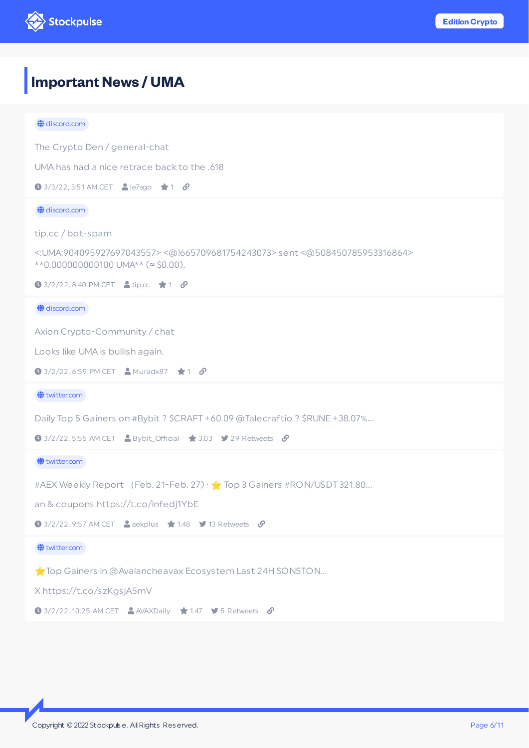# Important News / UMA

discord.com

The Crypto Den / general-chat

UMA has had a nice retrace back to the .618

3/3/22, 3:51 AM CET · le7sgo · 1

---

discord.com

tip.cc / bot-spam

<:UMA:904095927697043557> <@!665709681754243073> sent <@508450785953316864> **0.000000000100 UMA** (≈ $0.00).

3/2/22, 8:40 PM CET · tip.cc · 1

---

discord.com

Axion Crypto-Community / chat

Looks like UMA is bullish again.

3/2/22, 6:59 PM CET · Muradx87 · 1

---

twitter.com

Daily Top 5 Gainers on #Bybit ? $CRAFT +60.09 @Talecraftio ? $RUNE +38.07%...

3/2/22, 5:55 AM CET · Bybit_Official · 3.03 · 29 Retweets

---

twitter.com

#AEX Weekly Report (Feb. 21-Feb. 27) · ⭐ Top 3 Gainers #RON/USDT 321.80...

an & coupons https://t.co/infedj1YbE

3/2/22, 9:57 AM CET · aexplus · 1.48 · 13 Retweets

---

twitter.com

⭐Top Gainers in @Avalancheavax Ecosystem Last 24H $ONSTON...

X https://t.co/szKgsjA5mV

3/2/22, 10:25 AM CET · AVAXDaily · 1.47 · 5 Retweets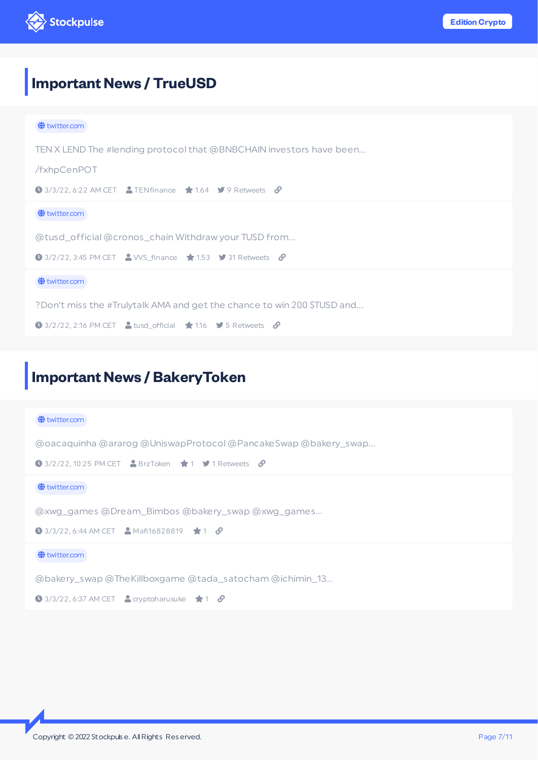## Important News / TrueUSD

twitter.com

TEN X LEND The #lending protocol that @BNBCHAIN investors have been...

/fxhpCenPOT

3/3/22, 6:22 AM CET · TENfinance · 1.64 · 9 Retweets

twitter.com

@tusd_official @cronos_chain Withdraw your TUSD from...

3/2/22, 3:45 PM CET · VVS_finance · 1.53 · 31 Retweets

twitter.com

?Don't miss the #Trulytalk AMA and get the chance to win 200 $TUSD and...

3/2/22, 2:16 PM CET · tusd_official · 1.16 · 5 Retweets

## Important News / BakeryToken

twitter.com

@oacaquinha @ararog @UniswapProtocol @PancakeSwap @bakery_swap...

3/2/22, 10:25 PM CET · BrzToken · 1 · 1 Retweets

twitter.com

@xwg_games @Dream_Bimbos @bakery_swap @xwg_games...

3/3/22, 6:44 AM CET · Mafi16828819 · 1

twitter.com

@bakery_swap @TheKillboxgame @tada_satocham @ichimin_13...

3/3/22, 6:37 AM CET · cryptoharusuke · 1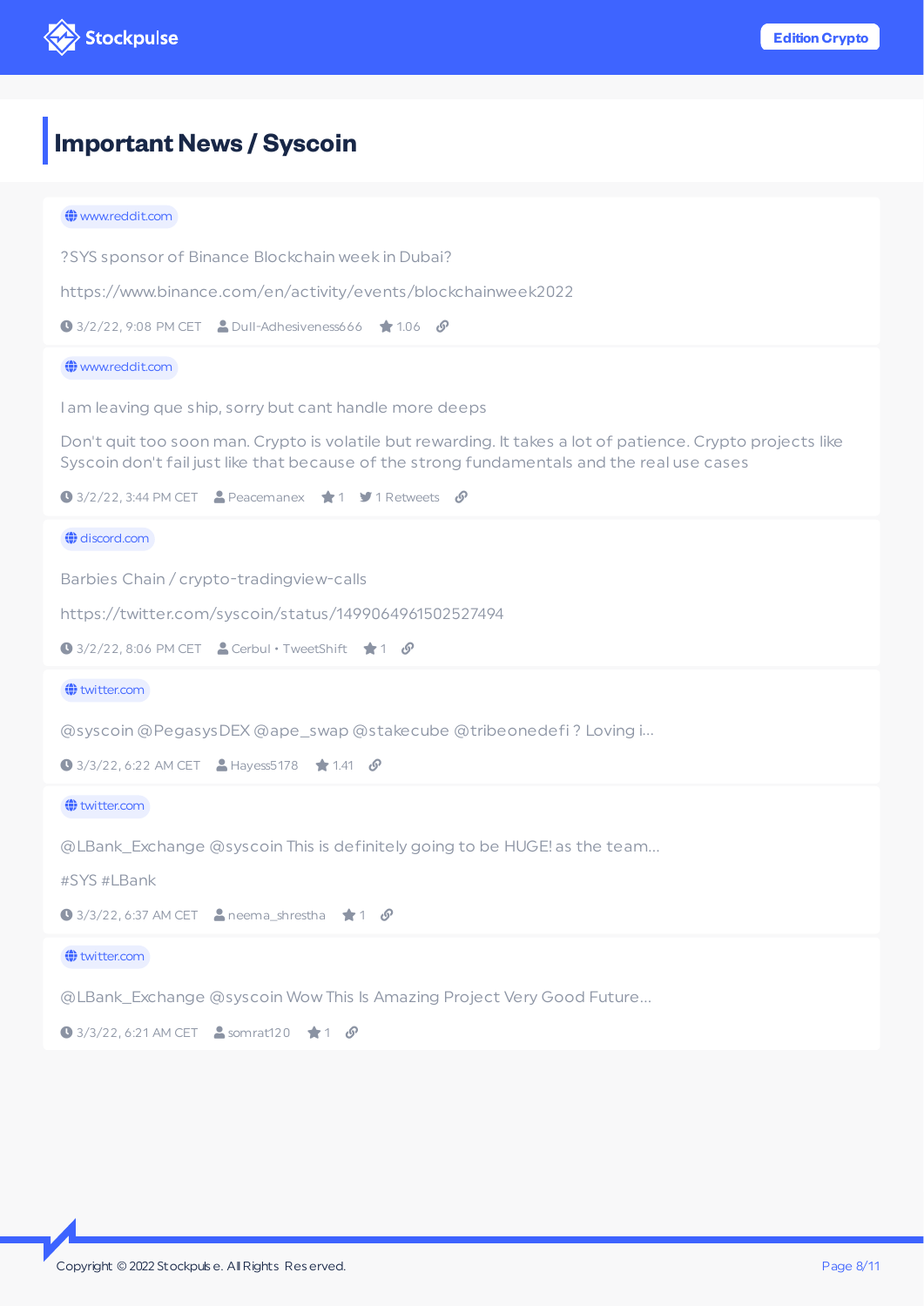# Important News / Syscoin

www.reddit.com

?SYS sponsor of Binance Blockchain week in Dubai?

https://www.binance.com/en/activity/events/blockchainweek2022

3/2/22, 9:08 PM CET · Dull-Adhesiveness666 · 1.06

---

www.reddit.com

I am leaving que ship, sorry but cant handle more deeps

Don't quit too soon man. Crypto is volatile but rewarding. It takes a lot of patience. Crypto projects like Syscoin don't fail just like that because of the strong fundamentals and the real use cases

3/2/22, 3:44 PM CET · Peacemanex · 1 · 1 Retweets

---

discord.com

Barbies Chain / crypto-tradingview-calls

https://twitter.com/syscoin/status/1499064961502527494

3/2/22, 8:06 PM CET · Cerbul • TweetShift · 1

---

twitter.com

@syscoin @PegasysDEX @ape_swap @stakecube @tribeonedefi ? Loving i...

3/3/22, 6:22 AM CET · Hayess5178 · 1.41

---

twitter.com

@LBank_Exchange @syscoin This is definitely going to be HUGE! as the team...

#SYS #LBank

3/3/22, 6:37 AM CET · neema_shrestha · 1

---

twitter.com

@LBank_Exchange @syscoin Wow This Is Amazing Project Very Good Future...

3/3/22, 6:21 AM CET · somrat120 · 1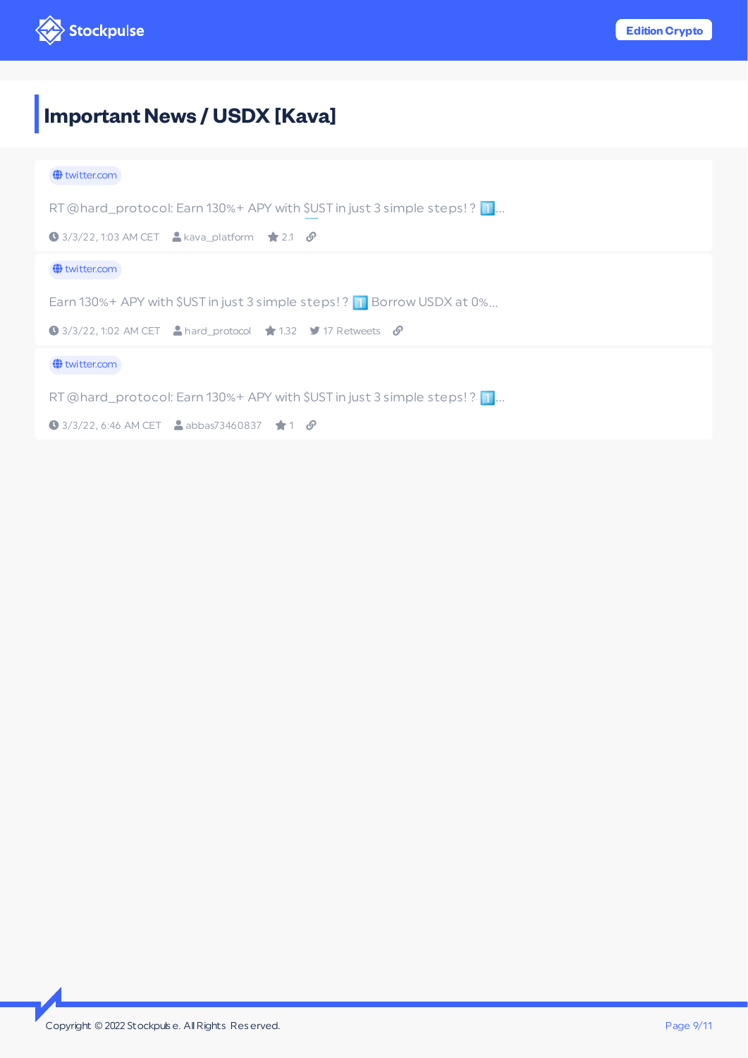# Important News / USDX [Kava]

twitter.com

RT @hard_protocol: Earn 130%+ APY with $UST in just 3 simple steps! ? 1️⃣...

3/3/22, 1:03 AM CET | kava_platform | 2.1

twitter.com

Earn 130%+ APY with $UST in just 3 simple steps! ? 1️⃣ Borrow USDX at 0%...

3/3/22, 1:02 AM CET | hard_protocol | 1.32 | 17 Retweets

twitter.com

RT @hard_protocol: Earn 130%+ APY with $UST in just 3 simple steps! ? 1️⃣...

3/3/22, 6:46 AM CET | abbas73460837 | 1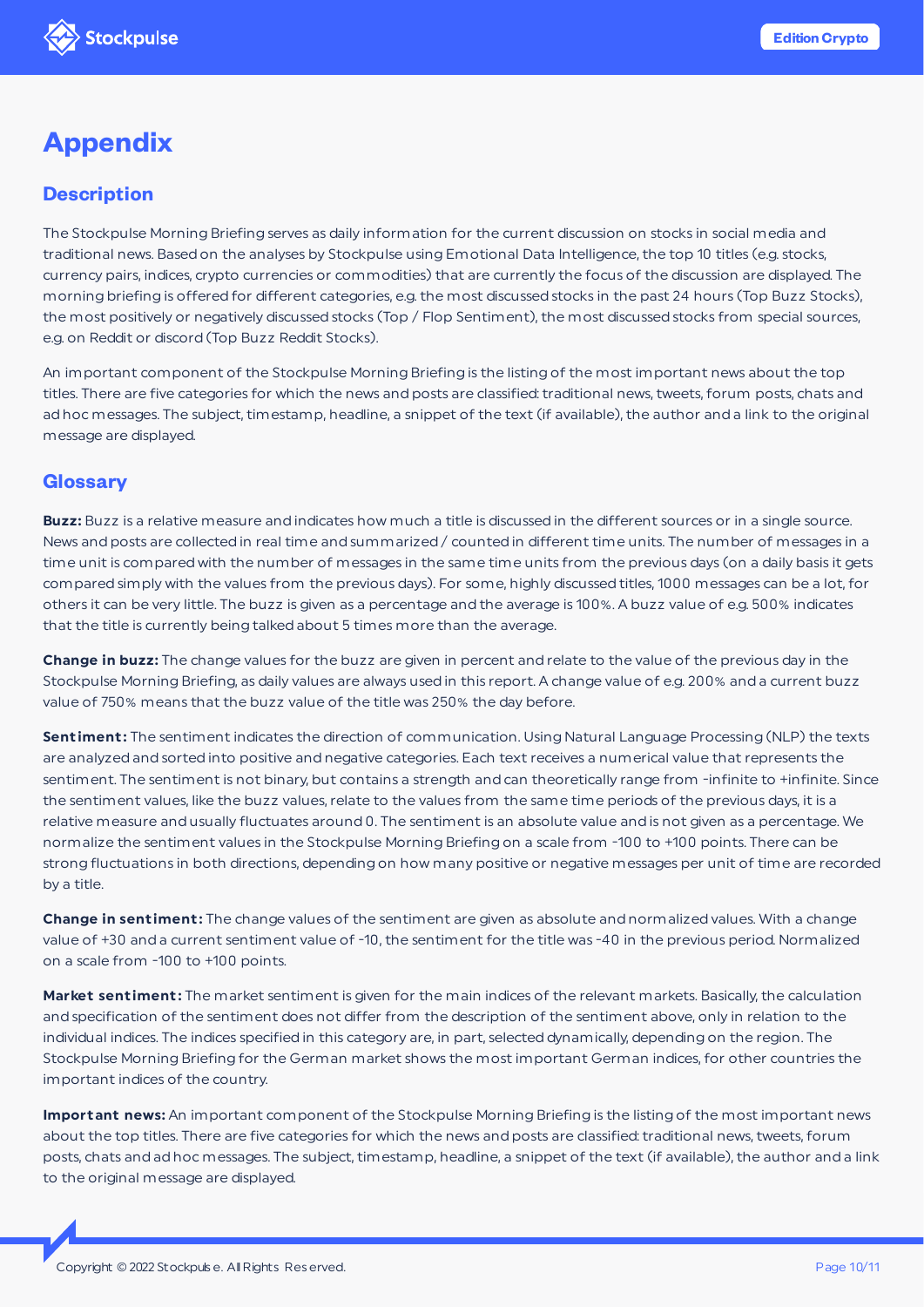# Appendix

## Description

The Stockpulse Morning Briefing serves as daily information for the current discussion on stocks in social media and traditional news. Based on the analyses by Stockpulse using Emotional Data Intelligence, the top 10 titles (e.g. stocks, currency pairs, indices, crypto currencies or commodities) that are currently the focus of the discussion are displayed. The morning briefing is offered for different categories, e.g. the most discussed stocks in the past 24 hours (Top Buzz Stocks), the most positively or negatively discussed stocks (Top / Flop Sentiment), the most discussed stocks from special sources, e.g. on Reddit or discord (Top Buzz Reddit Stocks).

An important component of the Stockpulse Morning Briefing is the listing of the most important news about the top titles. There are five categories for which the news and posts are classified: traditional news, tweets, forum posts, chats and ad hoc messages. The subject, timestamp, headline, a snippet of the text (if available), the author and a link to the original message are displayed.

## Glossary

**Buzz:** Buzz is a relative measure and indicates how much a title is discussed in the different sources or in a single source. News and posts are collected in real time and summarized / counted in different time units. The number of messages in a time unit is compared with the number of messages in the same time units from the previous days (on a daily basis it gets compared simply with the values from the previous days). For some, highly discussed titles, 1000 messages can be a lot, for others it can be very little. The buzz is given as a percentage and the average is 100%. A buzz value of e.g. 500% indicates that the title is currently being talked about 5 times more than the average.

**Change in buzz:** The change values for the buzz are given in percent and relate to the value of the previous day in the Stockpulse Morning Briefing, as daily values are always used in this report. A change value of e.g. 200% and a current buzz value of 750% means that the buzz value of the title was 250% the day before.

**Sentiment:** The sentiment indicates the direction of communication. Using Natural Language Processing (NLP) the texts are analyzed and sorted into positive and negative categories. Each text receives a numerical value that represents the sentiment. The sentiment is not binary, but contains a strength and can theoretically range from -infinite to +infinite. Since the sentiment values, like the buzz values, relate to the values from the same time periods of the previous days, it is a relative measure and usually fluctuates around 0. The sentiment is an absolute value and is not given as a percentage. We normalize the sentiment values in the Stockpulse Morning Briefing on a scale from -100 to +100 points. There can be strong fluctuations in both directions, depending on how many positive or negative messages per unit of time are recorded by a title.

**Change in sentiment:** The change values of the sentiment are given as absolute and normalized values. With a change value of +30 and a current sentiment value of -10, the sentiment for the title was -40 in the previous period. Normalized on a scale from -100 to +100 points.

**Market sentiment:** The market sentiment is given for the main indices of the relevant markets. Basically, the calculation and specification of the sentiment does not differ from the description of the sentiment above, only in relation to the individual indices. The indices specified in this category are, in part, selected dynamically, depending on the region. The Stockpulse Morning Briefing for the German market shows the most important German indices, for other countries the important indices of the country.

**Important news:** An important component of the Stockpulse Morning Briefing is the listing of the most important news about the top titles. There are five categories for which the news and posts are classified: traditional news, tweets, forum posts, chats and ad hoc messages. The subject, timestamp, headline, a snippet of the text (if available), the author and a link to the original message are displayed.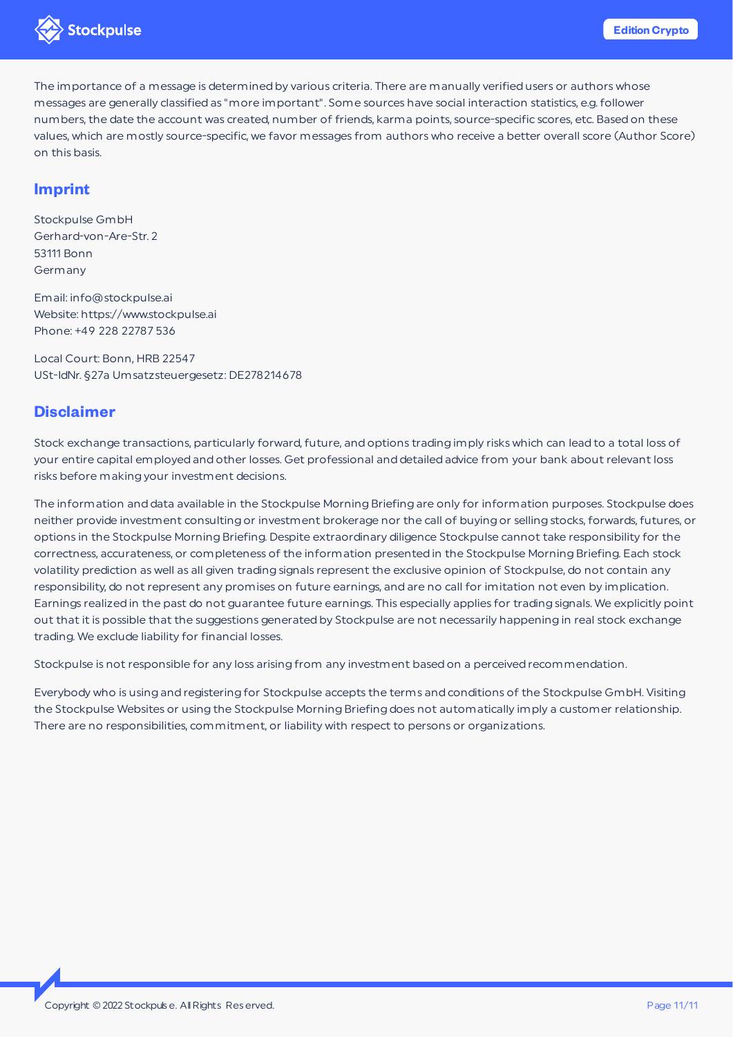The importance of a message is determined by various criteria. There are manually verified users or authors whose messages are generally classified as "more important". Some sources have social interaction statistics, e.g. follower numbers, the date the account was created, number of friends, karma points, source-specific scores, etc. Based on these values, which are mostly source-specific, we favor messages from authors who receive a better overall score (Author Score) on this basis.

## Imprint

Stockpulse GmbH
Gerhard-von-Are-Str. 2
53111 Bonn
Germany

Email: info@stockpulse.ai
Website: https://www.stockpulse.ai
Phone: +49 228 22787 536

Local Court: Bonn, HRB 22547
USt-IdNr. §27a Umsatzsteuergesetz: DE278214678

## Disclaimer

Stock exchange transactions, particularly forward, future, and options trading imply risks which can lead to a total loss of your entire capital employed and other losses. Get professional and detailed advice from your bank about relevant loss risks before making your investment decisions.

The information and data available in the Stockpulse Morning Briefing are only for information purposes. Stockpulse does neither provide investment consulting or investment brokerage nor the call of buying or selling stocks, forwards, futures, or options in the Stockpulse Morning Briefing. Despite extraordinary diligence Stockpulse cannot take responsibility for the correctness, accurateness, or completeness of the information presented in the Stockpulse Morning Briefing. Each stock volatility prediction as well as all given trading signals represent the exclusive opinion of Stockpulse, do not contain any responsibility, do not represent any promises on future earnings, and are no call for imitation not even by implication. Earnings realized in the past do not guarantee future earnings. This especially applies for trading signals. We explicitly point out that it is possible that the suggestions generated by Stockpulse are not necessarily happening in real stock exchange trading. We exclude liability for financial losses.

Stockpulse is not responsible for any loss arising from any investment based on a perceived recommendation.

Everybody who is using and registering for Stockpulse accepts the terms and conditions of the Stockpulse GmbH. Visiting the Stockpulse Websites or using the Stockpulse Morning Briefing does not automatically imply a customer relationship. There are no responsibilities, commitment, or liability with respect to persons or organizations.